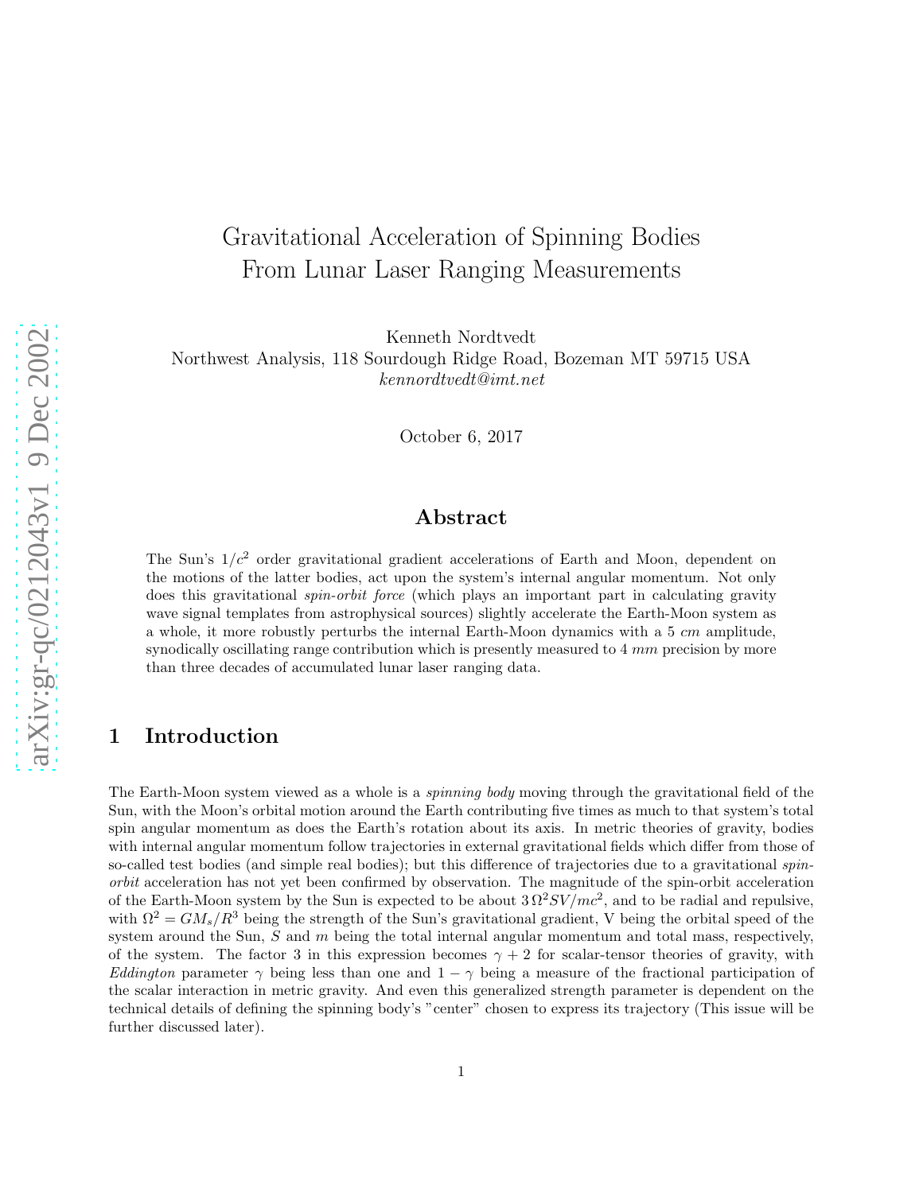# Gravitational Acceleration of Spinning Bodies From Lunar Laser Ranging Measurements

Kenneth Nordtvedt
Northwest Analysis, 118 Sourdough Ridge Road, Bozeman MT 59715 USA
*kennordtvedt@imt.net*

October 6, 2017

## Abstract

The Sun's $1/c^2$ order gravitational gradient accelerations of Earth and Moon, dependent on the motions of the latter bodies, act upon the system's internal angular momentum. Not only does this gravitational *spin-orbit force* (which plays an important part in calculating gravity wave signal templates from astrophysical sources) slightly accelerate the Earth-Moon system as a whole, it more robustly perturbs the internal Earth-Moon dynamics with a 5 *cm* amplitude, synodically oscillating range contribution which is presently measured to 4 *mm* precision by more than three decades of accumulated lunar laser ranging data.

## 1 Introduction

The Earth-Moon system viewed as a whole is a *spinning body* moving through the gravitational field of the Sun, with the Moon's orbital motion around the Earth contributing five times as much to that system's total spin angular momentum as does the Earth's rotation about its axis. In metric theories of gravity, bodies with internal angular momentum follow trajectories in external gravitational fields which differ from those of so-called test bodies (and simple real bodies); but this difference of trajectories due to a gravitational *spin-orbit* acceleration has not yet been confirmed by observation. The magnitude of the spin-orbit acceleration of the Earth-Moon system by the Sun is expected to be about $3\,\Omega^2 SV/mc^2$, and to be radial and repulsive, with $\Omega^2 = GM_s/R^3$ being the strength of the Sun's gravitational gradient, V being the orbital speed of the system around the Sun, $S$ and $m$ being the total internal angular momentum and total mass, respectively, of the system. The factor 3 in this expression becomes $\gamma + 2$ for scalar-tensor theories of gravity, with *Eddington* parameter $\gamma$ being less than one and $1 - \gamma$ being a measure of the fractional participation of the scalar interaction in metric gravity. And even this generalized strength parameter is dependent on the technical details of defining the spinning body's "center" chosen to express its trajectory (This issue will be further discussed later).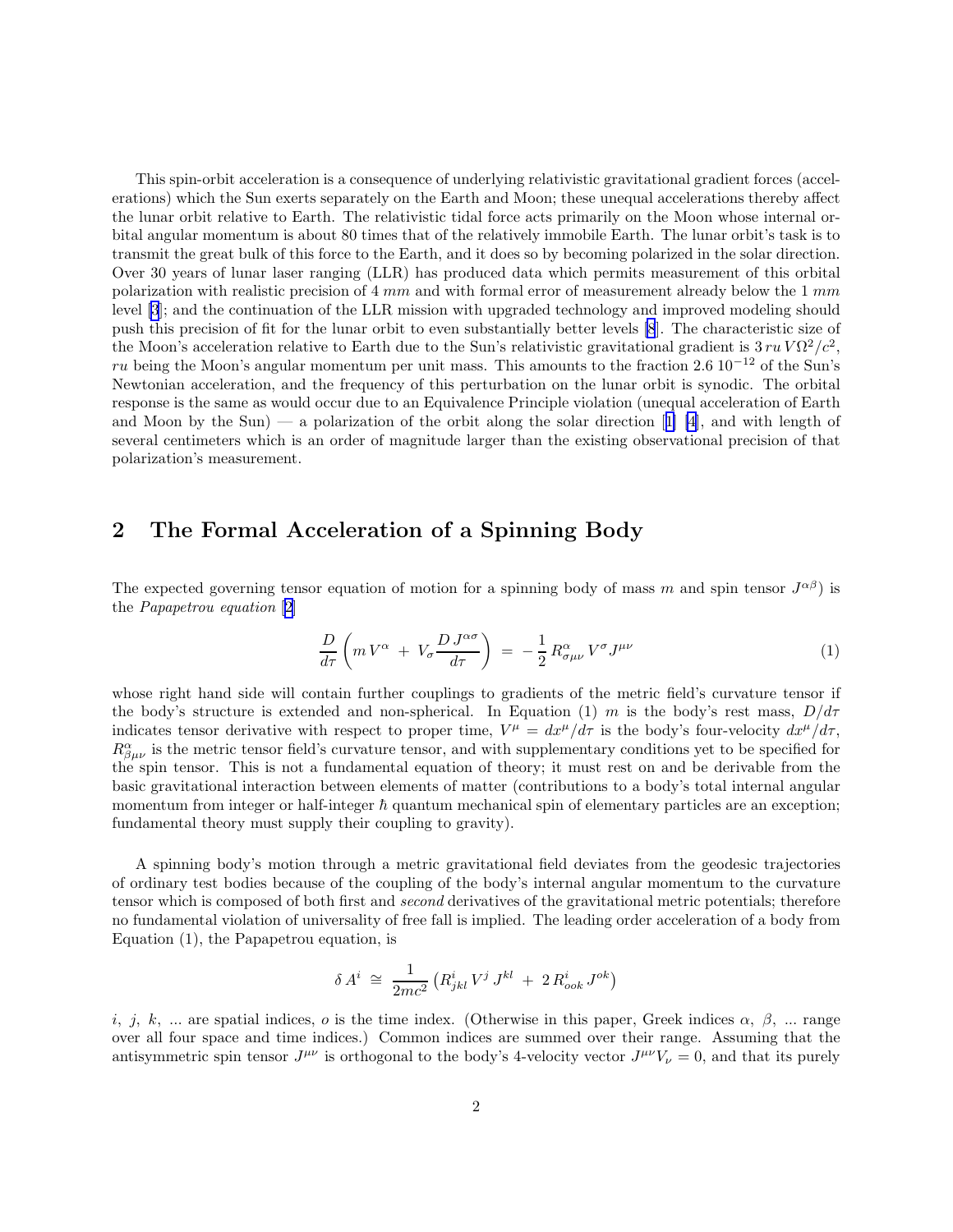This spin-orbit acceleration is a consequence of underlying relativistic gravitational gradient forces (accelerations) which the Sun exerts separately on the Earth and Moon; these unequal accelerations thereby affect the lunar orbit relative to Earth. The relativistic tidal force acts primarily on the Moon whose internal orbital angular momentum is about 80 times that of the relatively immobile Earth. The lunar orbit's task is to transmit the great bulk of this force to the Earth, and it does so by becoming polarized in the solar direction. Over 30 years of lunar laser ranging (LLR) has produced data which permits measurement of this orbital polarization with realistic precision of 4 $mm$ and with formal error of measurement already below the 1 $mm$ level [3]; and the continuation of the LLR mission with upgraded technology and improved modeling should push this precision of fit for the lunar orbit to even substantially better levels [8]. The characteristic size of the Moon's acceleration relative to Earth due to the Sun's relativistic gravitational gradient is $3\, ru\, V\Omega^2/c^2$, $ru$ being the Moon's angular momentum per unit mass. This amounts to the fraction $2.6\; 10^{-12}$ of the Sun's Newtonian acceleration, and the frequency of this perturbation on the lunar orbit is synodic. The orbital response is the same as would occur due to an Equivalence Principle violation (unequal acceleration of Earth and Moon by the Sun) — a polarization of the orbit along the solar direction [1] [4], and with length of several centimeters which is an order of magnitude larger than the existing observational precision of that polarization's measurement.

## 2 The Formal Acceleration of a Spinning Body

The expected governing tensor equation of motion for a spinning body of mass $m$ and spin tensor $J^{\alpha\beta}$) is the *Papapetrou equation* [2]

$$\frac{D}{d\tau}\left(m\, V^{\alpha} \;+\; V_{\sigma}\frac{D\, J^{\alpha\sigma}}{d\tau}\right) \;=\; -\,\frac{1}{2}\, R^{\alpha}_{\sigma\mu\nu}\, V^{\sigma} J^{\mu\nu} \tag{1}$$

whose right hand side will contain further couplings to gradients of the metric field's curvature tensor if the body's structure is extended and non-spherical. In Equation (1) $m$ is the body's rest mass, $D/d\tau$ indicates tensor derivative with respect to proper time, $V^{\mu} = dx^{\mu}/d\tau$ is the body's four-velocity $dx^{\mu}/d\tau$, $R^{\alpha}_{\beta\mu\nu}$ is the metric tensor field's curvature tensor, and with supplementary conditions yet to be specified for the spin tensor. This is not a fundamental equation of theory; it must rest on and be derivable from the basic gravitational interaction between elements of matter (contributions to a body's total internal angular momentum from integer or half-integer $\hbar$ quantum mechanical spin of elementary particles are an exception; fundamental theory must supply their coupling to gravity).

A spinning body's motion through a metric gravitational field deviates from the geodesic trajectories of ordinary test bodies because of the coupling of the body's internal angular momentum to the curvature tensor which is composed of both first and *second* derivatives of the gravitational metric potentials; therefore no fundamental violation of universality of free fall is implied. The leading order acceleration of a body from Equation (1), the Papapetrou equation, is

$$\delta\, A^{i} \;\cong\; \frac{1}{2mc^2}\left(R^{i}_{jkl}\, V^{j}\, J^{kl} \;+\; 2\, R^{i}_{ook}\, J^{ok}\right)$$

$i$, $j$, $k$, ... are spatial indices, $o$ is the time index. (Otherwise in this paper, Greek indices $\alpha$, $\beta$, ... range over all four space and time indices.) Common indices are summed over their range. Assuming that the antisymmetric spin tensor $J^{\mu\nu}$ is orthogonal to the body's 4-velocity vector $J^{\mu\nu}V_{\nu} = 0$, and that its purely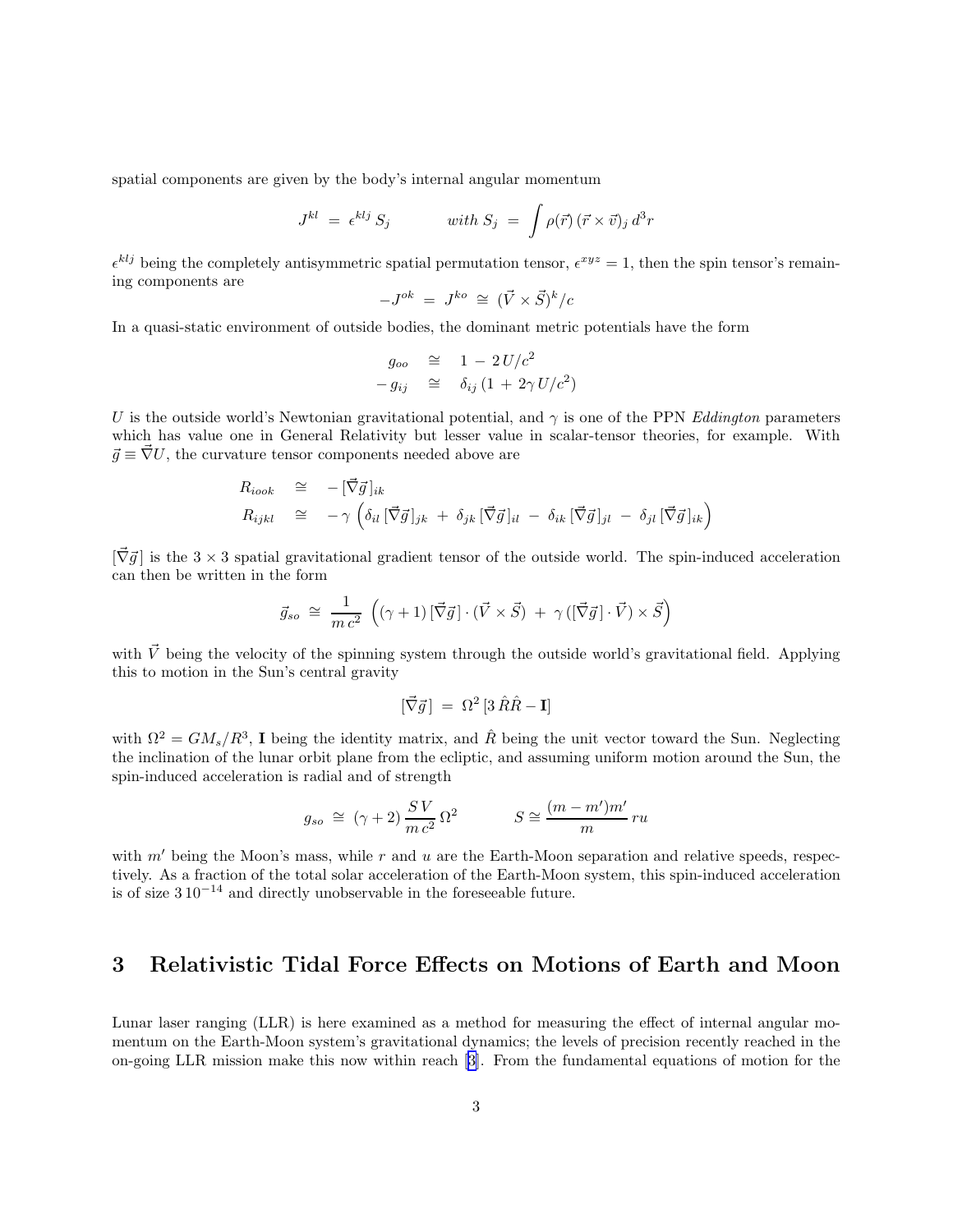spatial components are given by the body's internal angular momentum

$$J^{kl} \;=\; \epsilon^{klj}\, S_j \qquad\quad with\; S_j \;=\; \int \rho(\vec{r})\, (\vec{r} \times \vec{v})_j \, d^3r$$

$\epsilon^{klj}$ being the completely antisymmetric spatial permutation tensor, $\epsilon^{xyz} = 1$, then the spin tensor's remaining components are

$$-J^{ok} \;=\; J^{ko} \;\cong\; (\vec{V} \times \vec{S})^k / c$$

In a quasi-static environment of outside bodies, the dominant metric potentials have the form

$$\begin{aligned} g_{oo} \;&\cong\; 1 \,-\, 2\,U/c^2 \\ -\,g_{ij} \;&\cong\; \delta_{ij}\,(1 \,+\, 2\gamma\, U/c^2) \end{aligned}$$

$U$ is the outside world's Newtonian gravitational potential, and $\gamma$ is one of the PPN *Eddington* parameters which has value one in General Relativity but lesser value in scalar-tensor theories, for example. With $\vec{g} \equiv \vec{\nabla} U$, the curvature tensor components needed above are

$$\begin{aligned} R_{iook} \;&\cong\; -\,[\vec{\nabla}\vec{g}]_{ik} \\ R_{ijkl} \;&\cong\; -\,\gamma\,\Big(\delta_{il}\,[\vec{\nabla}\vec{g}]_{jk} \,+\, \delta_{jk}\,[\vec{\nabla}\vec{g}]_{il} \,-\, \delta_{ik}\,[\vec{\nabla}\vec{g}]_{jl} \,-\, \delta_{jl}\,[\vec{\nabla}\vec{g}]_{ik}\Big) \end{aligned}$$

$[\vec{\nabla}\vec{g}]$ is the $3 \times 3$ spatial gravitational gradient tensor of the outside world. The spin-induced acceleration can then be written in the form

$$\vec{g}_{so} \;\cong\; \frac{1}{m\,c^2}\;\Big((\gamma+1)\,[\vec{\nabla}\vec{g}] \cdot (\vec{V} \times \vec{S}) \;+\; \gamma\,([\vec{\nabla}\vec{g}] \cdot \vec{V}) \times \vec{S}\Big)$$

with $\vec{V}$ being the velocity of the spinning system through the outside world's gravitational field. Applying this to motion in the Sun's central gravity

$$[\vec{\nabla}\vec{g}] \;=\; \Omega^2\,[3\,\hat{R}\hat{R} - \mathbf{I}]$$

with $\Omega^2 = GM_s/R^3$, $\mathbf{I}$ being the identity matrix, and $\hat{R}$ being the unit vector toward the Sun. Neglecting the inclination of the lunar orbit plane from the ecliptic, and assuming uniform motion around the Sun, the spin-induced acceleration is radial and of strength

$$g_{so} \;\cong\; (\gamma+2)\,\frac{S\,V}{m\,c^2}\,\Omega^2 \qquad\quad S \cong \frac{(m-m')m'}{m}\,ru$$

with $m'$ being the Moon's mass, while $r$ and $u$ are the Earth-Moon separation and relative speeds, respectively. As a fraction of the total solar acceleration of the Earth-Moon system, this spin-induced acceleration is of size $3\,10^{-14}$ and directly unobservable in the foreseeable future.

## 3 Relativistic Tidal Force Effects on Motions of Earth and Moon

Lunar laser ranging (LLR) is here examined as a method for measuring the effect of internal angular momentum on the Earth-Moon system's gravitational dynamics; the levels of precision recently reached in the on-going LLR mission make this now within reach [3]. From the fundamental equations of motion for the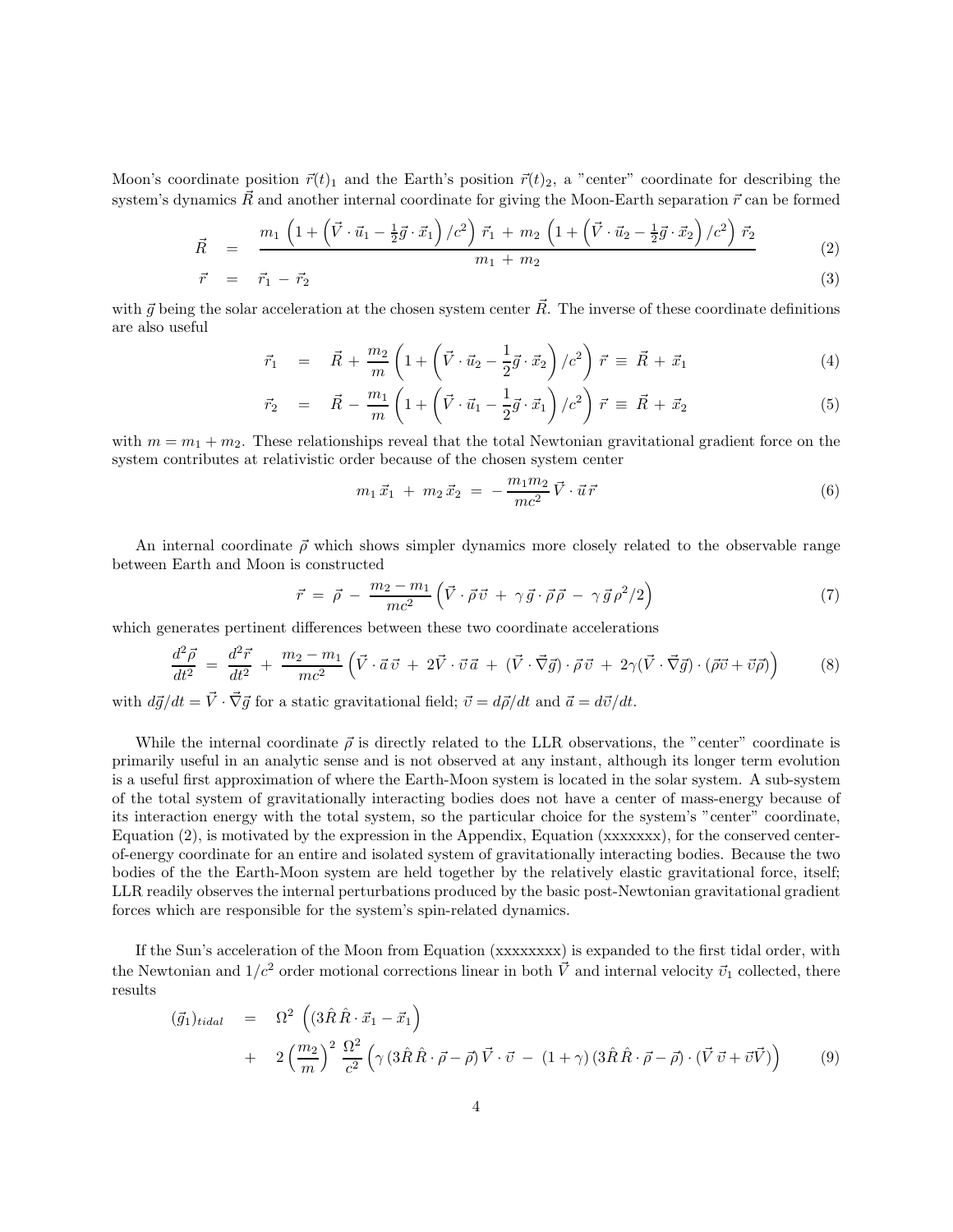Moon's coordinate position $\vec{r}(t)_1$ and the Earth's position $\vec{r}(t)_2$, a "center" coordinate for describing the system's dynamics $\vec{R}$ and another internal coordinate for giving the Moon-Earth separation $\vec{r}$ can be formed

$$
\begin{aligned}
\vec{R} &= \frac{m_1\,\left(1+\left(\vec{V}\cdot\vec{u}_1 - \frac{1}{2}\vec{g}\cdot\vec{x}_1\right)/c^2\right)\,\vec{r}_1\,+\,m_2\,\left(1+\left(\vec{V}\cdot\vec{u}_2 - \frac{1}{2}\vec{g}\cdot\vec{x}_2\right)/c^2\right)\,\vec{r}_2}{m_1\,+\,m_2} \qquad (2)\\
\vec{r} &= \vec{r}_1\,-\,\vec{r}_2 \qquad (3)
\end{aligned}
$$

with $\vec{g}$ being the solar acceleration at the chosen system center $\vec{R}$. The inverse of these coordinate definitions are also useful

$$
\begin{aligned}
\vec{r}_1 &= \vec{R}\,+\,\frac{m_2}{m}\left(1+\left(\vec{V}\cdot\vec{u}_2 - \frac{1}{2}\vec{g}\cdot\vec{x}_2\right)/c^2\right)\vec{r}\,\equiv\,\vec{R}\,+\,\vec{x}_1 \qquad (4)\\
\vec{r}_2 &= \vec{R}\,-\,\frac{m_1}{m}\left(1+\left(\vec{V}\cdot\vec{u}_1 - \frac{1}{2}\vec{g}\cdot\vec{x}_1\right)/c^2\right)\vec{r}\,\equiv\,\vec{R}\,+\,\vec{x}_2 \qquad (5)
\end{aligned}
$$

with $m = m_1 + m_2$. These relationships reveal that the total Newtonian gravitational gradient force on the system contributes at relativistic order because of the chosen system center

$$
m_1\,\vec{x}_1\,+\,m_2\,\vec{x}_2\,=\,-\frac{m_1 m_2}{mc^2}\,\vec{V}\cdot\vec{u}\,\vec{r} \qquad (6)
$$

An internal coordinate $\vec{\rho}$ which shows simpler dynamics more closely related to the observable range between Earth and Moon is constructed

$$
\vec{r}\,=\,\vec{\rho}\,-\,\frac{m_2 - m_1}{mc^2}\left(\vec{V}\cdot\vec{\rho}\,\vec{v}\,+\,\gamma\,\vec{g}\cdot\vec{\rho}\,\vec{\rho}\,-\,\gamma\,\vec{g}\,\rho^2/2\right) \qquad (7)
$$

which generates pertinent differences between these two coordinate accelerations

$$
\frac{d^2\vec{\rho}}{dt^2}\,=\,\frac{d^2\vec{r}}{dt^2}\,+\,\frac{m_2 - m_1}{mc^2}\left(\vec{V}\cdot\vec{a}\,\vec{v}\,+\,2\vec{V}\cdot\vec{v}\,\vec{a}\,+\,(\vec{V}\cdot\vec{\nabla}\vec{g})\cdot\vec{\rho}\,\vec{v}\,+\,2\gamma(\vec{V}\cdot\vec{\nabla}\vec{g})\cdot(\vec{\rho}\vec{v}+\vec{v}\vec{\rho})\right) \qquad (8)
$$

with $d\vec{g}/dt = \vec{V}\cdot\vec{\nabla}\vec{g}$ for a static gravitational field; $\vec{v} = d\vec{\rho}/dt$ and $\vec{a} = d\vec{v}/dt$.

While the internal coordinate $\vec{\rho}$ is directly related to the LLR observations, the "center" coordinate is primarily useful in an analytic sense and is not observed at any instant, although its longer term evolution is a useful first approximation of where the Earth-Moon system is located in the solar system. A sub-system of the total system of gravitationally interacting bodies does not have a center of mass-energy because of its interaction energy with the total system, so the particular choice for the system's "center" coordinate, Equation (2), is motivated by the expression in the Appendix, Equation (xxxxxxx), for the conserved center-of-energy coordinate for an entire and isolated system of gravitationally interacting bodies. Because the two bodies of the the Earth-Moon system are held together by the relatively elastic gravitational force, itself; LLR readily observes the internal perturbations produced by the basic post-Newtonian gravitational gradient forces which are responsible for the system's spin-related dynamics.

If the Sun's acceleration of the Moon from Equation (xxxxxxxx) is expanded to the first tidal order, with the Newtonian and $1/c^2$ order motional corrections linear in both $\vec{V}$ and internal velocity $\vec{v}_1$ collected, there results

$$
\begin{aligned}
(\vec{g}_1)_{tidal} &= \Omega^2\,\left((3\hat{R}\,\hat{R}\cdot\vec{x}_1 - \vec{x}_1\right)\\
&+\;2\left(\frac{m_2}{m}\right)^2\,\frac{\Omega^2}{c^2}\left(\gamma\,(3\hat{R}\,\hat{R}\cdot\vec{\rho} - \vec{\rho})\,\vec{V}\cdot\vec{v}\,-\,(1+\gamma)\,(3\hat{R}\,\hat{R}\cdot\vec{\rho} - \vec{\rho})\cdot(\vec{V}\,\vec{v} + \vec{v}\vec{V})\right) \qquad (9)
\end{aligned}
$$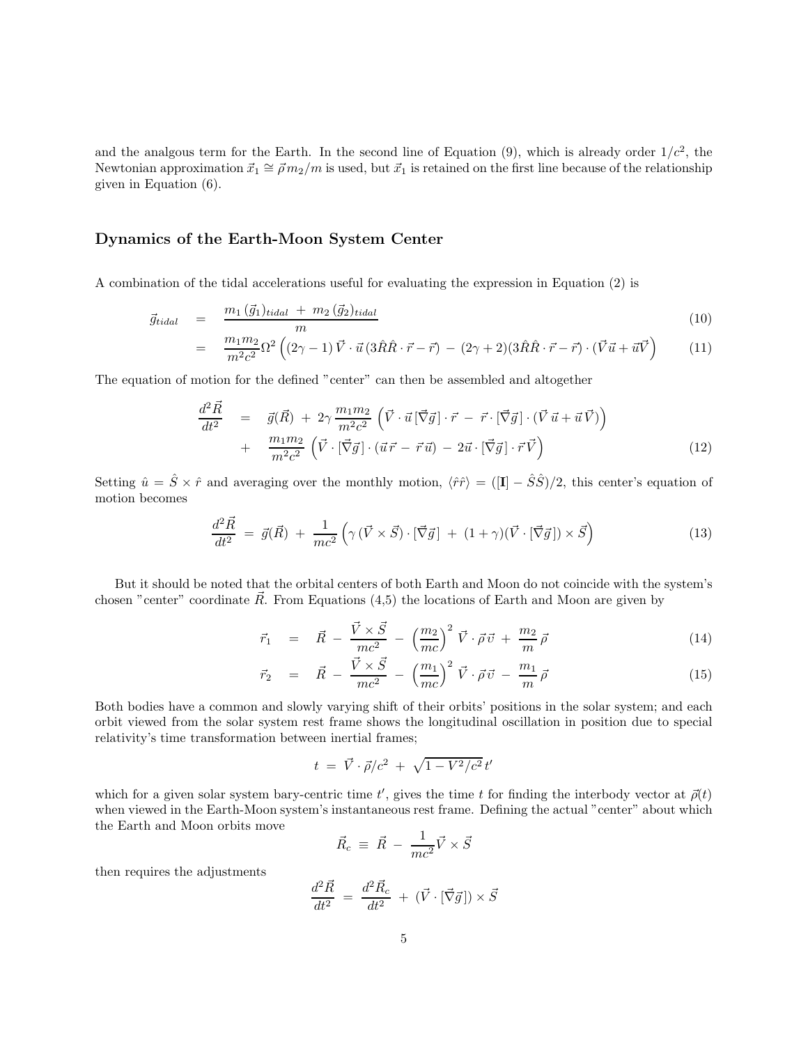and the analgous term for the Earth. In the second line of Equation (9), which is already order $1/c^2$, the Newtonian approximation $\vec{x}_1 \cong \vec{\rho}\, m_2/m$ is used, but $\vec{x}_1$ is retained on the first line because of the relationship given in Equation (6).

### Dynamics of the Earth-Moon System Center

A combination of the tidal accelerations useful for evaluating the expression in Equation (2) is

$$
\begin{aligned}
\vec{g}_{tidal} &= \frac{m_1\,(\vec{g}_1)_{tidal} \,+\, m_2\,(\vec{g}_2)_{tidal}}{m} && (10)\\
&= \frac{m_1 m_2}{m^2 c^2}\Omega^2 \left((2\gamma - 1)\,\vec{V}\cdot\vec{u}\,(3\hat{R}\hat{R}\cdot\vec{r} - \vec{r}) \,-\, (2\gamma + 2)(3\hat{R}\hat{R}\cdot\vec{r} - \vec{r})\cdot(\vec{V}\vec{u} + \vec{u}\vec{V})\right) && (11)
\end{aligned}
$$

The equation of motion for the defined "center" can then be assembled and altogether

$$
\begin{aligned}
\frac{d^2\vec{R}}{dt^2} &= \vec{g}(\vec{R}) \,+\, 2\gamma\,\frac{m_1 m_2}{m^2 c^2}\left(\vec{V}\cdot\vec{u}\,[\vec{\nabla}\vec{g}]\cdot\vec{r} \,-\, \vec{r}\cdot[\vec{\nabla}\vec{g}]\cdot(\vec{V}\,\vec{u} + \vec{u}\,\vec{V})\right)\\
&\quad + \frac{m_1 m_2}{m^2 c^2}\left(\vec{V}\cdot[\vec{\nabla}\vec{g}]\cdot(\vec{u}\,\vec{r} \,-\, \vec{r}\,\vec{u}) \,-\, 2\vec{u}\cdot[\vec{\nabla}\vec{g}]\cdot\vec{r}\,\vec{V}\right) && (12)
\end{aligned}
$$

Setting $\hat{u} = \hat{S}\times\hat{r}$ and averaging over the monthly motion, $\langle\hat{r}\hat{r}\rangle = ([\mathbf{I}] - \hat{S}\hat{S})/2$, this center's equation of motion becomes

$$
\frac{d^2\vec{R}}{dt^2} \,=\, \vec{g}(\vec{R}) \,+\, \frac{1}{mc^2}\left(\gamma\,(\vec{V}\times\vec{S})\cdot[\vec{\nabla}\vec{g}] \,+\, (1+\gamma)(\vec{V}\cdot[\vec{\nabla}\vec{g}])\times\vec{S}\right) \tag{13}
$$

But it should be noted that the orbital centers of both Earth and Moon do not coincide with the system's chosen "center" coordinate $\vec{R}$. From Equations (4,5) the locations of Earth and Moon are given by

$$
\begin{aligned}
\vec{r}_1 &= \vec{R} \,-\, \frac{\vec{V}\times\vec{S}}{mc^2} \,-\, \left(\frac{m_2}{mc}\right)^2 \vec{V}\cdot\vec{\rho}\,\vec{v} \,+\, \frac{m_2}{m}\,\vec{\rho} && (14)\\
\vec{r}_2 &= \vec{R} \,-\, \frac{\vec{V}\times\vec{S}}{mc^2} \,-\, \left(\frac{m_1}{mc}\right)^2 \vec{V}\cdot\vec{\rho}\,\vec{v} \,-\, \frac{m_1}{m}\,\vec{\rho} && (15)
\end{aligned}
$$

Both bodies have a common and slowly varying shift of their orbits' positions in the solar system; and each orbit viewed from the solar system rest frame shows the longitudinal oscillation in position due to special relativity's time transformation between inertial frames;

$$
t \,=\, \vec{V}\cdot\vec{\rho}/c^2 \,+\, \sqrt{1 - V^2/c^2}\,t'
$$

which for a given solar system bary-centric time $t'$, gives the time $t$ for finding the interbody vector at $\vec{\rho}(t)$ when viewed in the Earth-Moon system's instantaneous rest frame. Defining the actual "center" about which the Earth and Moon orbits move

$$
\vec{R}_c \,\equiv\, \vec{R} \,-\, \frac{1}{mc^2}\vec{V}\times\vec{S}
$$

then requires the adjustments

$$
\frac{d^2\vec{R}}{dt^2} \,=\, \frac{d^2\vec{R}_c}{dt^2} \,+\, (\vec{V}\cdot[\vec{\nabla}\vec{g}])\times\vec{S}
$$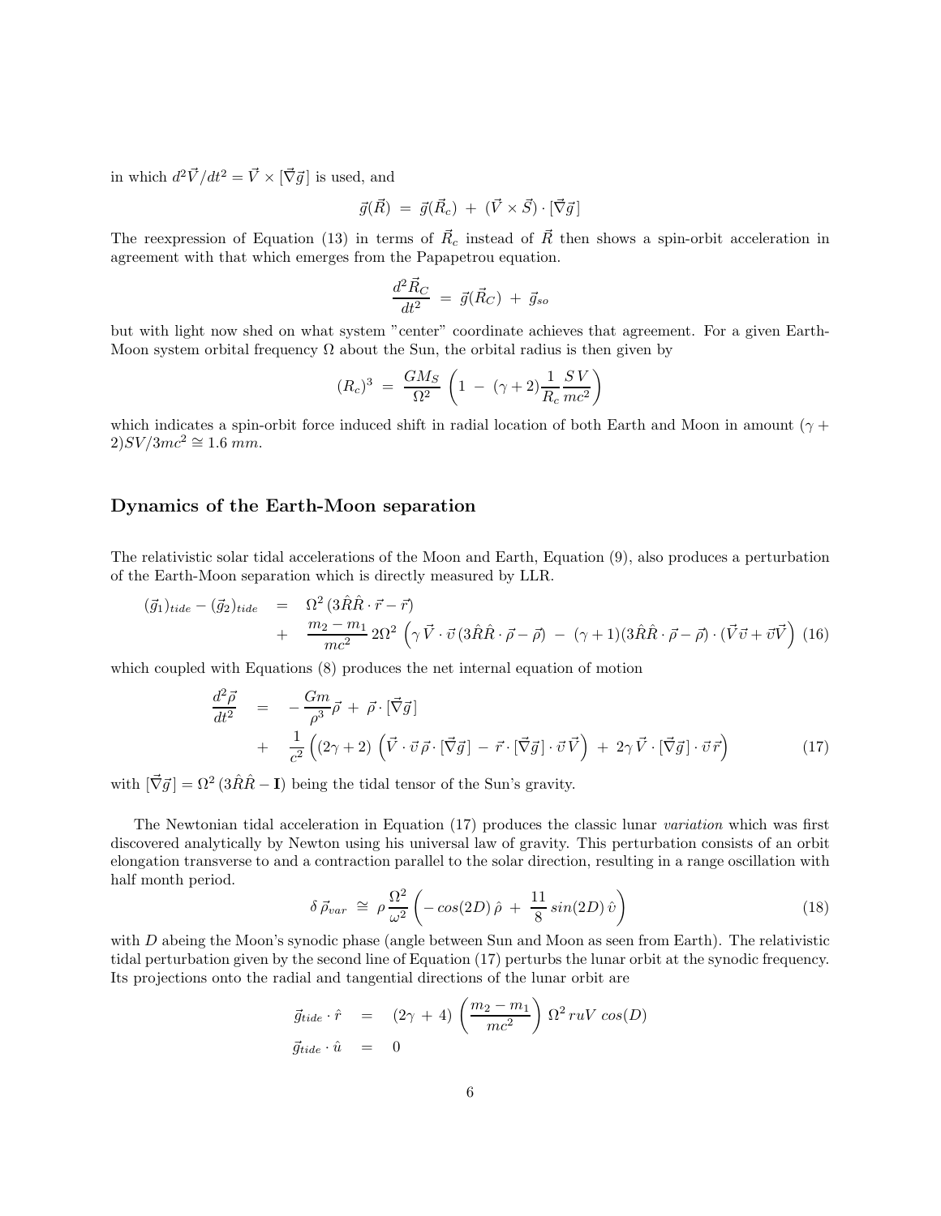in which $d^2\vec{V}/dt^2 = \vec{V} \times [\vec{\nabla}\vec{g}]$ is used, and

$$\vec{g}(\vec{R}) \;=\; \vec{g}(\vec{R}_c) \;+\; (\vec{V} \times \vec{S}) \cdot [\vec{\nabla}\vec{g}]$$

The reexpression of Equation (13) in terms of $\vec{R}_c$ instead of $\vec{R}$ then shows a spin-orbit acceleration in agreement with that which emerges from the Papapetrou equation.

$$\frac{d^2\vec{R}_C}{dt^2} \;=\; \vec{g}(\vec{R}_C) \;+\; \vec{g}_{so}$$

but with light now shed on what system "center" coordinate achieves that agreement. For a given Earth-Moon system orbital frequency $\Omega$ about the Sun, the orbital radius is then given by

$$(R_c)^3 \;=\; \frac{GM_S}{\Omega^2}\left(1 \;-\; (\gamma+2)\frac{1}{R_c}\frac{S\,V}{mc^2}\right)$$

which indicates a spin-orbit force induced shift in radial location of both Earth and Moon in amount $(\gamma + 2)SV/3mc^2 \cong 1.6\ mm$.

## Dynamics of the Earth-Moon separation

The relativistic solar tidal accelerations of the Moon and Earth, Equation (9), also produces a perturbation of the Earth-Moon separation which is directly measured by LLR.

$$\begin{aligned}
(\vec{g}_1)_{tide} - (\vec{g}_2)_{tide} \;&=\; \Omega^2\,(3\hat{R}\hat{R}\cdot\vec{r} - \vec{r}) \\
&+\; \frac{m_2 - m_1}{mc^2}\,2\Omega^2\left(\gamma\,\vec{V}\cdot\vec{v}\,(3\hat{R}\hat{R}\cdot\vec{\rho} - \vec{\rho}) \;-\; (\gamma+1)(3\hat{R}\hat{R}\cdot\vec{\rho} - \vec{\rho})\cdot(\vec{V}\vec{v} + \vec{v}\vec{V}\right)
\end{aligned} \tag{16}$$

which coupled with Equations (8) produces the net internal equation of motion

$$\begin{aligned}
\frac{d^2\vec{\rho}}{dt^2} \;&=\; -\frac{Gm}{\rho^3}\vec{\rho} \;+\; \vec{\rho}\cdot[\vec{\nabla}\vec{g}] \\
&+\; \frac{1}{c^2}\left((2\gamma+2)\left(\vec{V}\cdot\vec{v}\,\vec{\rho}\cdot[\vec{\nabla}\vec{g}] \;-\; \vec{r}\cdot[\vec{\nabla}\vec{g}]\cdot\vec{v}\,\vec{V}\right) \;+\; 2\gamma\,\vec{V}\cdot[\vec{\nabla}\vec{g}]\cdot\vec{v}\,\vec{r}\right)
\end{aligned} \tag{17}$$

with $[\vec{\nabla}\vec{g}] = \Omega^2\,(3\hat{R}\hat{R} - \mathbf{I})$ being the tidal tensor of the Sun's gravity.

The Newtonian tidal acceleration in Equation (17) produces the classic lunar *variation* which was first discovered analytically by Newton using his universal law of gravity. This perturbation consists of an orbit elongation transverse to and a contraction parallel to the solar direction, resulting in a range oscillation with half month period.

$$\delta\,\vec{\rho}_{var} \;\cong\; \rho\,\frac{\Omega^2}{\omega^2}\left(-\,cos(2D)\,\hat{\rho} \;+\; \frac{11}{8}\,sin(2D)\,\hat{v}\right) \tag{18}$$

with $D$ abeing the Moon's synodic phase (angle between Sun and Moon as seen from Earth). The relativistic tidal perturbation given by the second line of Equation (17) perturbs the lunar orbit at the synodic frequency. Its projections onto the radial and tangential directions of the lunar orbit are

$$\begin{aligned}
\vec{g}_{tide}\cdot\hat{r} \;&=\; (2\gamma \;+\; 4)\left(\frac{m_2 - m_1}{mc^2}\right)\Omega^2\,ruV\,cos(D) \\
\vec{g}_{tide}\cdot\hat{u} \;&=\; 0
\end{aligned}$$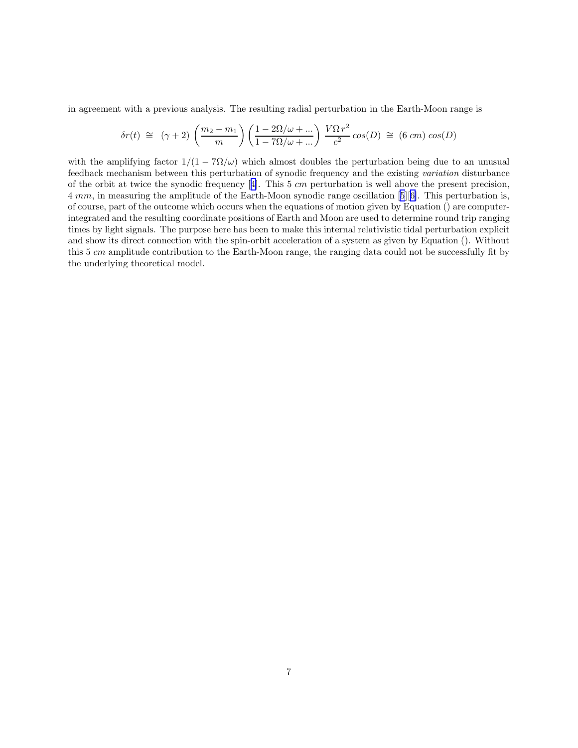in agreement with a previous analysis. The resulting radial perturbation in the Earth-Moon range is

$$\delta r(t) \;\cong\; (\gamma + 2) \left( \frac{m_2 - m_1}{m} \right) \left( \frac{1 - 2\Omega/\omega + ...}{1 - 7\Omega/\omega + ...} \right) \frac{V\Omega\, r^2}{c^2}\, cos(D) \;\cong\; (6\ cm)\, cos(D)$$

with the amplifying factor $1/(1 - 7\Omega/\omega)$ which almost doubles the perturbation being due to an unusual feedback mechanism between this perturbation of synodic frequency and the existing *variation* disturbance of the orbit at twice the synodic frequency [4]. This 5 *cm* perturbation is well above the present precision, 4 *mm*, in measuring the amplitude of the Earth-Moon synodic range oscillation [5][6]. This perturbation is, of course, part of the outcome which occurs when the equations of motion given by Equation () are computer-integrated and the resulting coordinate positions of Earth and Moon are used to determine round trip ranging times by light signals. The purpose here has been to make this internal relativistic tidal perturbation explicit and show its direct connection with the spin-orbit acceleration of a system as given by Equation (). Without this 5 *cm* amplitude contribution to the Earth-Moon range, the ranging data could not be successfully fit by the underlying theoretical model.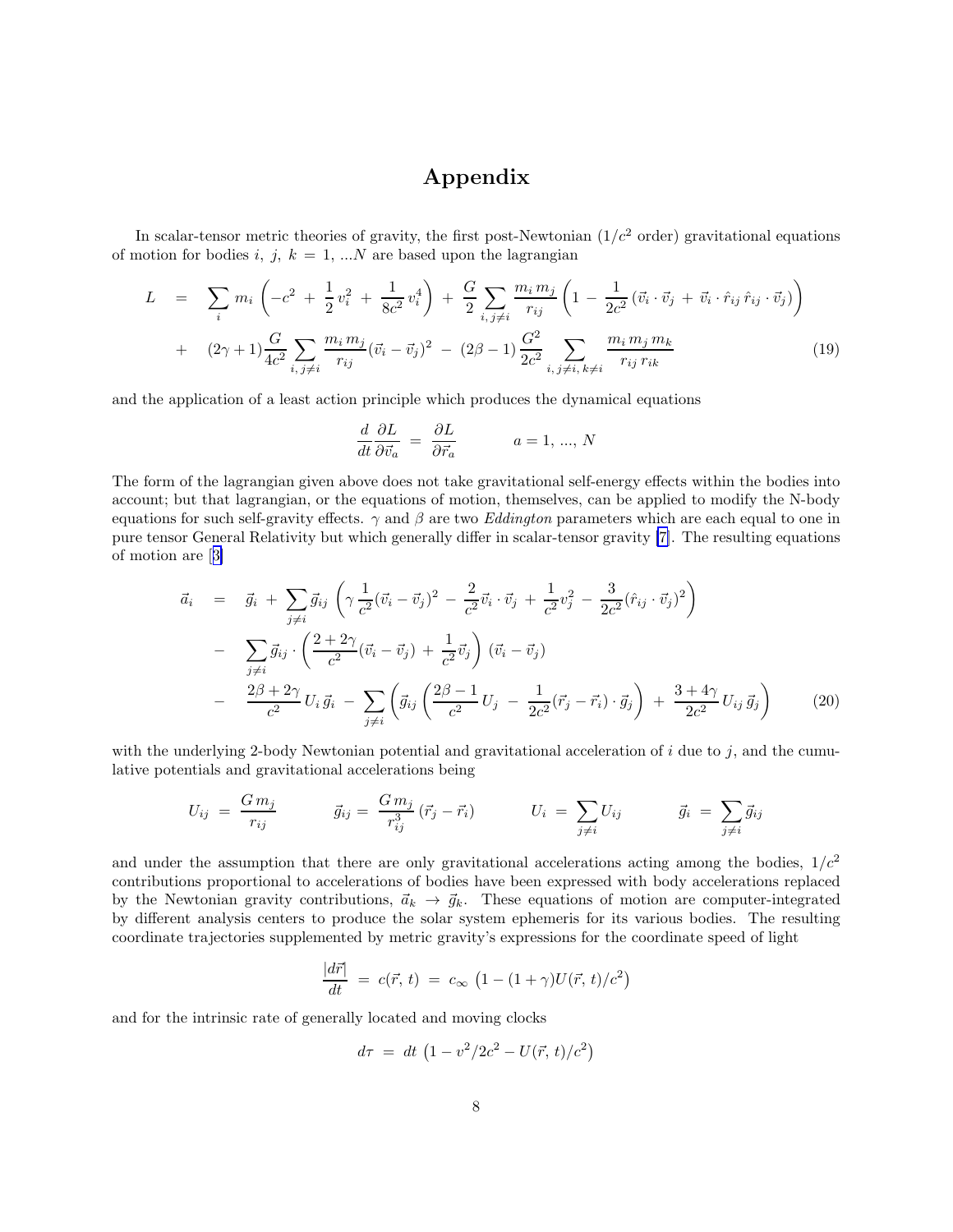# Appendix

In scalar-tensor metric theories of gravity, the first post-Newtonian ($1/c^2$ order) gravitational equations of motion for bodies $i,\ j,\ k\ =\ 1,\ ...N$ are based upon the lagrangian

$$
\begin{aligned}
L \quad &= \quad \sum_i m_i \left( -c^2 \ + \ \frac{1}{2}\, v_i^2 \ + \ \frac{1}{8c^2}\, v_i^4 \right) \ + \ \frac{G}{2} \sum_{i,\, j \neq i} \frac{m_i\, m_j}{r_{ij}} \left( 1 \ - \ \frac{1}{2c^2} \left( \vec{v}_i \cdot \vec{v}_j \ + \ \vec{v}_i \cdot \hat{r}_{ij}\, \hat{r}_{ij} \cdot \vec{v}_j \right) \right) \\
&+ \quad (2\gamma + 1) \frac{G}{4c^2} \sum_{i,\, j \neq i} \frac{m_i\, m_j}{r_{ij}} (\vec{v}_i - \vec{v}_j)^2 \ - \ (2\beta - 1) \frac{G^2}{2c^2} \sum_{i,\, j \neq i,\, k \neq i} \frac{m_i\, m_j\, m_k}{r_{ij}\, r_{ik}} \qquad (19)
\end{aligned}
$$

and the application of a least action principle which produces the dynamical equations

$$
\frac{d}{dt} \frac{\partial L}{\partial \vec{v}_a} \ = \ \frac{\partial L}{\partial \vec{r}_a} \qquad\qquad a = 1,\ ...,\ N
$$

The form of the lagrangian given above does not take gravitational self-energy effects within the bodies into account; but that lagrangian, or the equations of motion, themselves, can be applied to modify the N-body equations for such self-gravity effects. $\gamma$ and $\beta$ are two *Eddington* parameters which are each equal to one in pure tensor General Relativity but which generally differ in scalar-tensor gravity [7]. The resulting equations of motion are [3]

$$
\begin{aligned}
\vec{a}_i \quad &= \quad \vec{g}_i \ + \ \sum_{j \neq i} \vec{g}_{ij} \left( \gamma\, \frac{1}{c^2} (\vec{v}_i - \vec{v}_j)^2 \ - \ \frac{2}{c^2} \vec{v}_i \cdot \vec{v}_j \ + \ \frac{1}{c^2} v_j^2 \ - \ \frac{3}{2c^2} (\hat{r}_{ij} \cdot \vec{v}_j)^2 \right) \\
&- \quad \sum_{j \neq i} \vec{g}_{ij} \cdot \left( \frac{2 + 2\gamma}{c^2} (\vec{v}_i - \vec{v}_j) \ + \ \frac{1}{c^2} \vec{v}_j \right) (\vec{v}_i - \vec{v}_j) \\
&- \quad \frac{2\beta + 2\gamma}{c^2}\, U_i\, \vec{g}_i \ - \ \sum_{j \neq i} \left( \vec{g}_{ij} \left( \frac{2\beta - 1}{c^2}\, U_j \ - \ \frac{1}{2c^2} (\vec{r}_j - \vec{r}_i) \cdot \vec{g}_j \right) \ + \ \frac{3 + 4\gamma}{2c^2}\, U_{ij}\, \vec{g}_j \right) \qquad (20)
\end{aligned}
$$

with the underlying 2-body Newtonian potential and gravitational acceleration of $i$ due to $j$, and the cumulative potentials and gravitational accelerations being

$$
U_{ij} \ = \ \frac{G\, m_j}{r_{ij}} \qquad\qquad \vec{g}_{ij} = \ \frac{G\, m_j}{r_{ij}^3} \left( \vec{r}_j - \vec{r}_i \right) \qquad\qquad U_i \ = \ \sum_{j \neq i} U_{ij} \qquad\qquad \vec{g}_i \ = \ \sum_{j \neq i} \vec{g}_{ij}
$$

and under the assumption that there are only gravitational accelerations acting among the bodies, $1/c^2$ contributions proportional to accelerations of bodies have been expressed with body accelerations replaced by the Newtonian gravity contributions, $\vec{a}_k \ \rightarrow \ \vec{g}_k$. These equations of motion are computer-integrated by different analysis centers to produce the solar system ephemeris for its various bodies. The resulting coordinate trajectories supplemented by metric gravity's expressions for the coordinate speed of light

$$
\frac{|d\vec{r}|}{dt} \ = \ c(\vec{r},\, t) \ = \ c_\infty \left( 1 - (1 + \gamma) U(\vec{r},\, t)/c^2 \right)
$$

and for the intrinsic rate of generally located and moving clocks

$$
d\tau \ = \ dt \left( 1 - v^2/2c^2 - U(\vec{r},\, t)/c^2 \right)
$$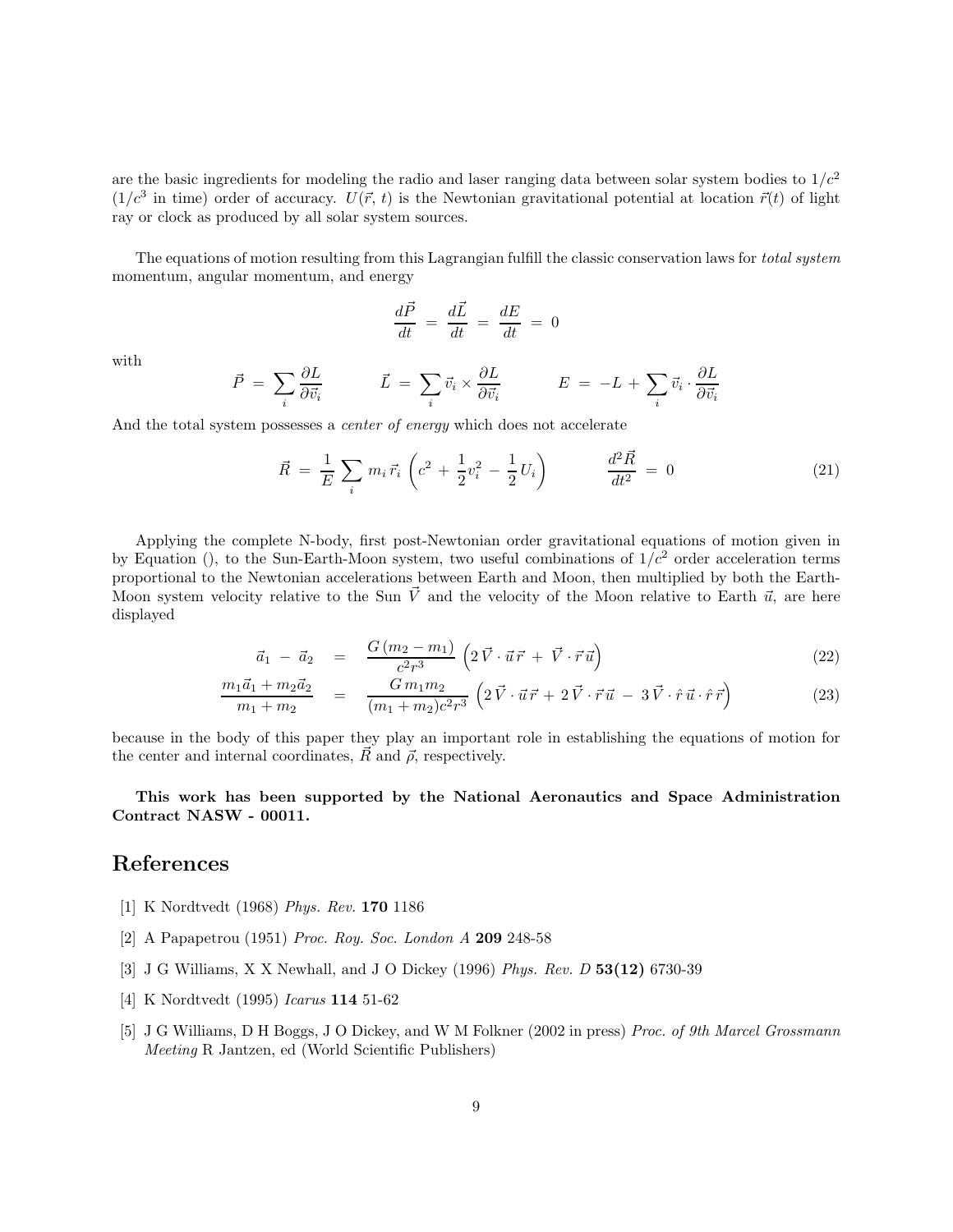are the basic ingredients for modeling the radio and laser ranging data between solar system bodies to $1/c^2$ ($1/c^3$ in time) order of accuracy. $U(\vec{r}, t)$ is the Newtonian gravitational potential at location $\vec{r}(t)$ of light ray or clock as produced by all solar system sources.

The equations of motion resulting from this Lagrangian fulfill the classic conservation laws for *total system* momentum, angular momentum, and energy

$$\frac{d\vec{P}}{dt} \;=\; \frac{d\vec{L}}{dt} \;=\; \frac{dE}{dt} \;=\; 0$$

with

$$\vec{P} \;=\; \sum_i \frac{\partial L}{\partial \vec{v}_i} \qquad\qquad \vec{L} \;=\; \sum_i \vec{v}_i \times \frac{\partial L}{\partial \vec{v}_i} \qquad\qquad E \;=\; -L \,+\, \sum_i \vec{v}_i \cdot \frac{\partial L}{\partial \vec{v}_i}$$

And the total system possesses a *center of energy* which does not accelerate

$$\vec{R} \;=\; \frac{1}{E} \sum_i m_i \, \vec{r}_i \, \left( c^2 + \frac{1}{2} v_i^2 - \frac{1}{2} U_i \right) \qquad\qquad \frac{d^2 \vec{R}}{dt^2} \;=\; 0 \tag{21}$$

Applying the complete N-body, first post-Newtonian order gravitational equations of motion given in by Equation (), to the Sun-Earth-Moon system, two useful combinations of $1/c^2$ order acceleration terms proportional to the Newtonian accelerations between Earth and Moon, then multiplied by both the Earth-Moon system velocity relative to the Sun $\vec{V}$ and the velocity of the Moon relative to Earth $\vec{u}$, are here displayed

$$\vec{a}_1 \;-\; \vec{a}_2 \;\;=\;\; \frac{G\,(m_2 - m_1)}{c^2 r^3} \left( 2\,\vec{V} \cdot \vec{u}\,\vec{r} \;+\; \vec{V} \cdot \vec{r}\,\vec{u} \right) \tag{22}$$

$$\frac{m_1 \vec{a}_1 + m_2 \vec{a}_2}{m_1 + m_2} \;\;=\;\; \frac{G\, m_1 m_2}{(m_1 + m_2) c^2 r^3} \left( 2\,\vec{V} \cdot \vec{u}\,\vec{r} \,+\, 2\,\vec{V} \cdot \vec{r}\,\vec{u} \;-\; 3\,\vec{V} \cdot \hat{r}\,\vec{u} \cdot \hat{r}\,\vec{r} \right) \tag{23}$$

because in the body of this paper they play an important role in establishing the equations of motion for the center and internal coordinates, $\vec{R}$ and $\vec{\rho}$, respectively.

**This work has been supported by the National Aeronautics and Space Administration Contract NASW - 00011.**

## References

[1] K Nordtvedt (1968) *Phys. Rev.* **170** 1186

[2] A Papapetrou (1951) *Proc. Roy. Soc. London A* **209** 248-58

[3] J G Williams, X X Newhall, and J O Dickey (1996) *Phys. Rev. D* **53(12)** 6730-39

[4] K Nordtvedt (1995) *Icarus* **114** 51-62

[5] J G Williams, D H Boggs, J O Dickey, and W M Folkner (2002 in press) *Proc. of 9th Marcel Grossmann Meeting* R Jantzen, ed (World Scientific Publishers)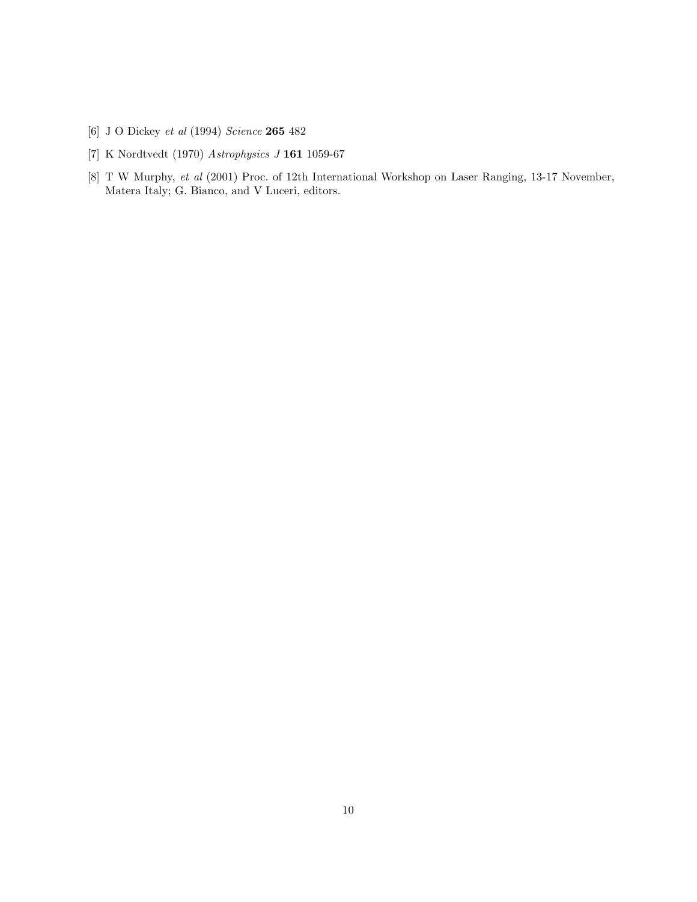[6] J O Dickey *et al* (1994) *Science* **265** 482

[7] K Nordtvedt (1970) *Astrophysics J* **161** 1059-67

[8] T W Murphy, *et al* (2001) Proc. of 12th International Workshop on Laser Ranging, 13-17 November, Matera Italy; G. Bianco, and V Luceri, editors.